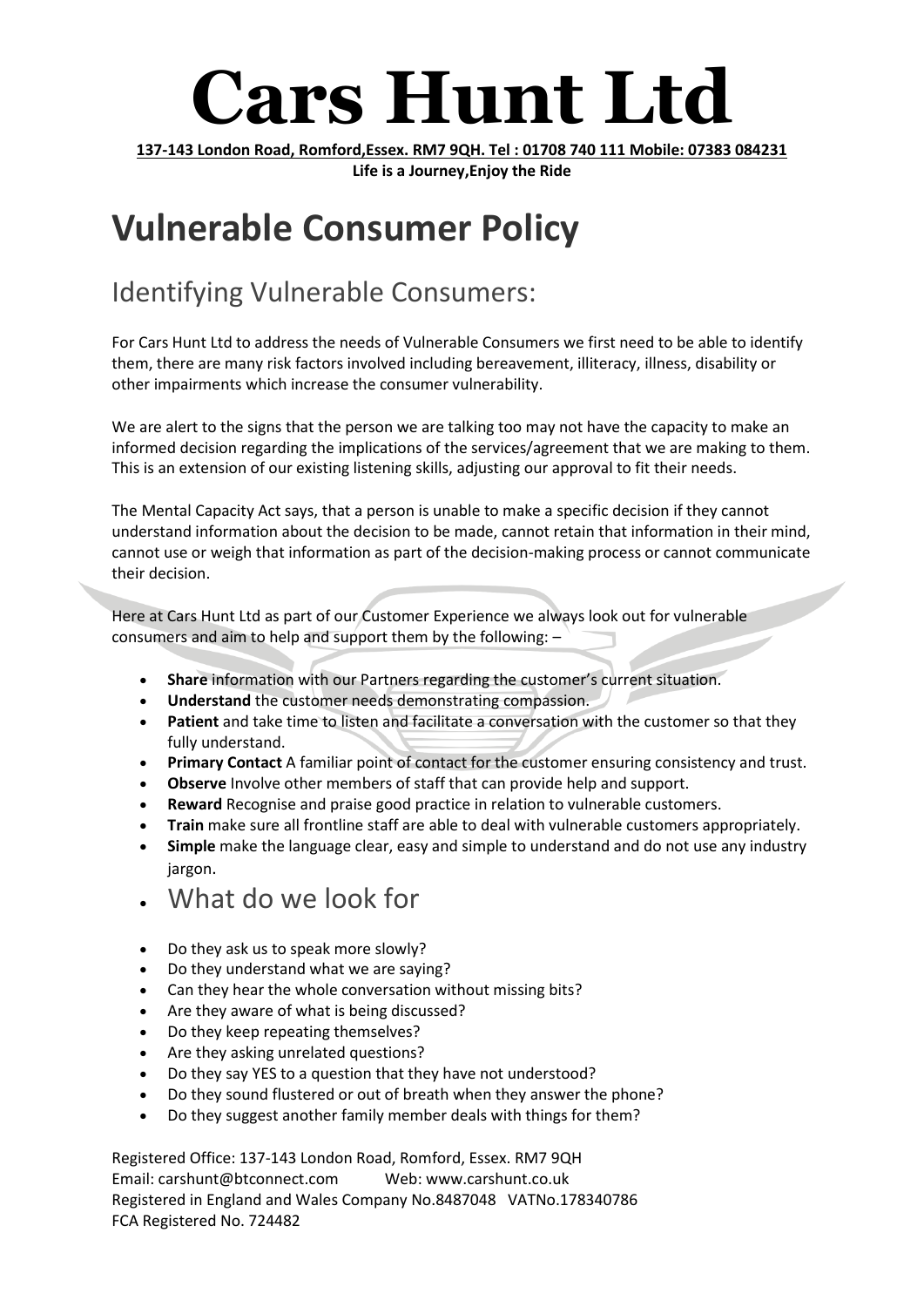# Cars Hunt Ltd

**137-143 London Road, Romford,Essex. RM7 9QH. Tel : 01708 740 111 Mobile: 07383 084231**

**Life is a Journey,Enjoy the Ride**

# Vulnerable Consumer Policy

## Identifying Vulnerable Consumers:

For Cars Hunt Ltd to address the needs of Vulnerable Consumers we first need to be able to identify them, there are many risk factors involved including bereavement, illiteracy, illness, disability or other impairments which increase the consumer vulnerability.

We are alert to the signs that the person we are talking too may not have the capacity to make an informed decision regarding the implications of the services/agreement that we are making to them. This is an extension of our existing listening skills, adjusting our approval to fit their needs.

The Mental Capacity Act says, that a person is unable to make a specific decision if they cannot understand information about the decision to be made, cannot retain that information in their mind, cannot use or weigh that information as part of the decision-making process or cannot communicate their decision.

Here at Cars Hunt Ltd as part of our Customer Experience we always look out for vulnerable consumers and aim to help and support them by the following: –

- **Share** information with our Partners regarding the customer's current situation.
- **Understand** the customer needs demonstrating compassion.
- **Patient** and take time to listen and facilitate a conversation with the customer so that they fully understand.
- **Primary Contact** A familiar point of contact for the customer ensuring consistency and trust.
- **Observe** Involve other members of staff that can provide help and support.
- **Reward** Recognise and praise good practice in relation to vulnerable customers.
- **Train** make sure all frontline staff are able to deal with vulnerable customers appropriately.
- **Simple** make the language clear, easy and simple to understand and do not use any industry jargon.

## What do we look for

- Do they ask us to speak more slowly?
- Do they understand what we are saying?
- Can they hear the whole conversation without missing bits?
- Are they aware of what is being discussed?
- Do they keep repeating themselves?
- Are they asking unrelated questions?
- Do they say YES to a question that they have not understood?
- Do they sound flustered or out of breath when they answer the phone?
- Do they suggest another family member deals with things for them?

Registered Office: 137-143 London Road, Romford, Essex. RM7 9QH
Email: carshunt@btconnect.com Web: www.carshunt.co.uk
Registered in England and Wales Company No.8487048 VATNo.178340786
FCA Registered No. 724482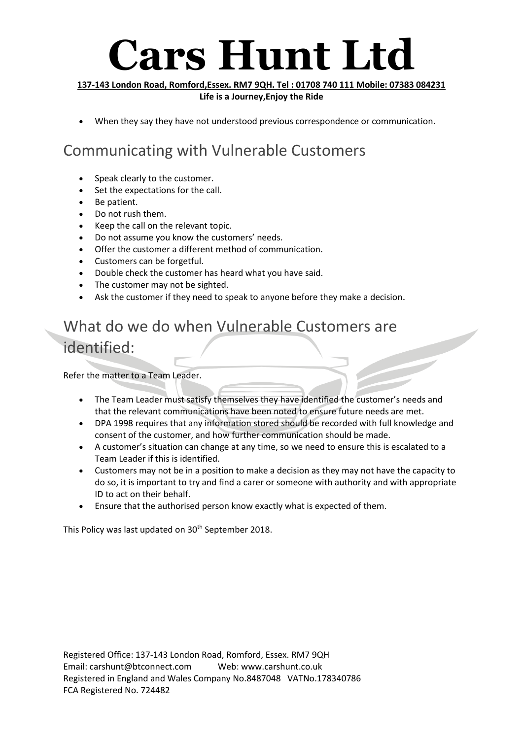- When they say they have not understood previous correspondence or communication.

## Communicating with Vulnerable Customers

- Speak clearly to the customer.
- Set the expectations for the call.
- Be patient.
- Do not rush them.
- Keep the call on the relevant topic.
- Do not assume you know the customers' needs.
- Offer the customer a different method of communication.
- Customers can be forgetful.
- Double check the customer has heard what you have said.
- The customer may not be sighted.
- Ask the customer if they need to speak to anyone before they make a decision.

## What do we do when Vulnerable Customers are identified:

Refer the matter to a Team Leader.

- The Team Leader must satisfy themselves they have identified the customer's needs and that the relevant communications have been noted to ensure future needs are met.
- DPA 1998 requires that any information stored should be recorded with full knowledge and consent of the customer, and how further communication should be made.
- A customer's situation can change at any time, so we need to ensure this is escalated to a Team Leader if this is identified.
- Customers may not be in a position to make a decision as they may not have the capacity to do so, it is important to try and find a carer or someone with authority and with appropriate ID to act on their behalf.
- Ensure that the authorised person know exactly what is expected of them.

This Policy was last updated on 30th September 2018.